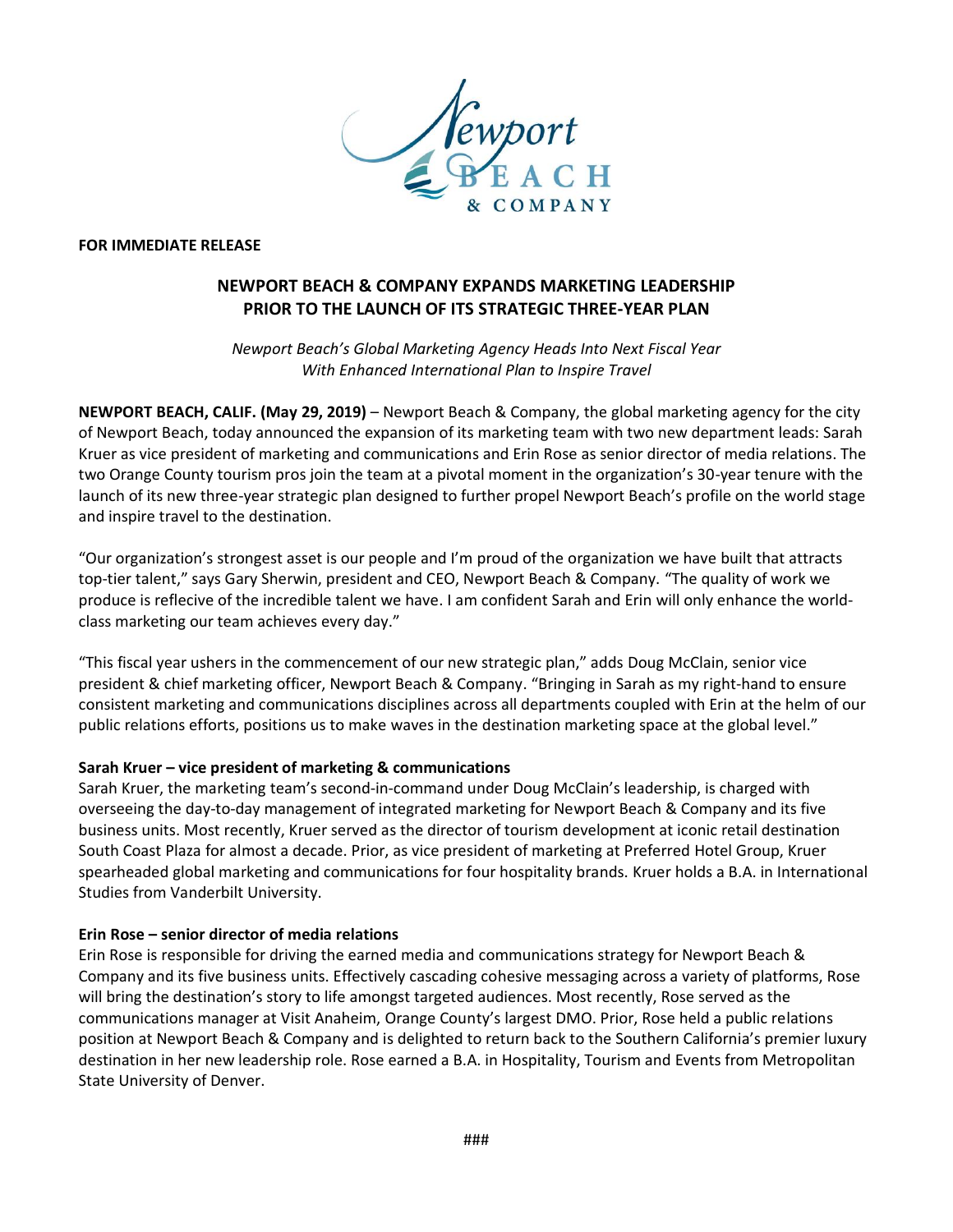**FOR IMMEDIATE RELEASE**

# NEWPORT BEACH & COMPANY EXPANDS MARKETING LEADERSHIP PRIOR TO THE LAUNCH OF ITS STRATEGIC THREE-YEAR PLAN

*Newport Beach's Global Marketing Agency Heads Into Next Fiscal Year With Enhanced International Plan to Inspire Travel*

**NEWPORT BEACH, CALIF. (May 29, 2019)** – Newport Beach & Company, the global marketing agency for the city of Newport Beach, today announced the expansion of its marketing team with two new department leads: Sarah Kruer as vice president of marketing and communications and Erin Rose as senior director of media relations. The two Orange County tourism pros join the team at a pivotal moment in the organization's 30-year tenure with the launch of its new three-year strategic plan designed to further propel Newport Beach's profile on the world stage and inspire travel to the destination.

"Our organization's strongest asset is our people and I'm proud of the organization we have built that attracts top-tier talent," says Gary Sherwin, president and CEO, Newport Beach & Company. "The quality of work we produce is reflecive of the incredible talent we have. I am confident Sarah and Erin will only enhance the world-class marketing our team achieves every day."

"This fiscal year ushers in the commencement of our new strategic plan," adds Doug McClain, senior vice president & chief marketing officer, Newport Beach & Company. "Bringing in Sarah as my right-hand to ensure consistent marketing and communications disciplines across all departments coupled with Erin at the helm of our public relations efforts, positions us to make waves in the destination marketing space at the global level."

**Sarah Kruer – vice president of marketing & communications**

Sarah Kruer, the marketing team's second-in-command under Doug McClain's leadership, is charged with overseeing the day-to-day management of integrated marketing for Newport Beach & Company and its five business units. Most recently, Kruer served as the director of tourism development at iconic retail destination South Coast Plaza for almost a decade. Prior, as vice president of marketing at Preferred Hotel Group, Kruer spearheaded global marketing and communications for four hospitality brands. Kruer holds a B.A. in International Studies from Vanderbilt University.

**Erin Rose – senior director of media relations**

Erin Rose is responsible for driving the earned media and communications strategy for Newport Beach & Company and its five business units. Effectively cascading cohesive messaging across a variety of platforms, Rose will bring the destination's story to life amongst targeted audiences. Most recently, Rose served as the communications manager at Visit Anaheim, Orange County's largest DMO. Prior, Rose held a public relations position at Newport Beach & Company and is delighted to return back to the Southern California's premier luxury destination in her new leadership role. Rose earned a B.A. in Hospitality, Tourism and Events from Metropolitan State University of Denver.

###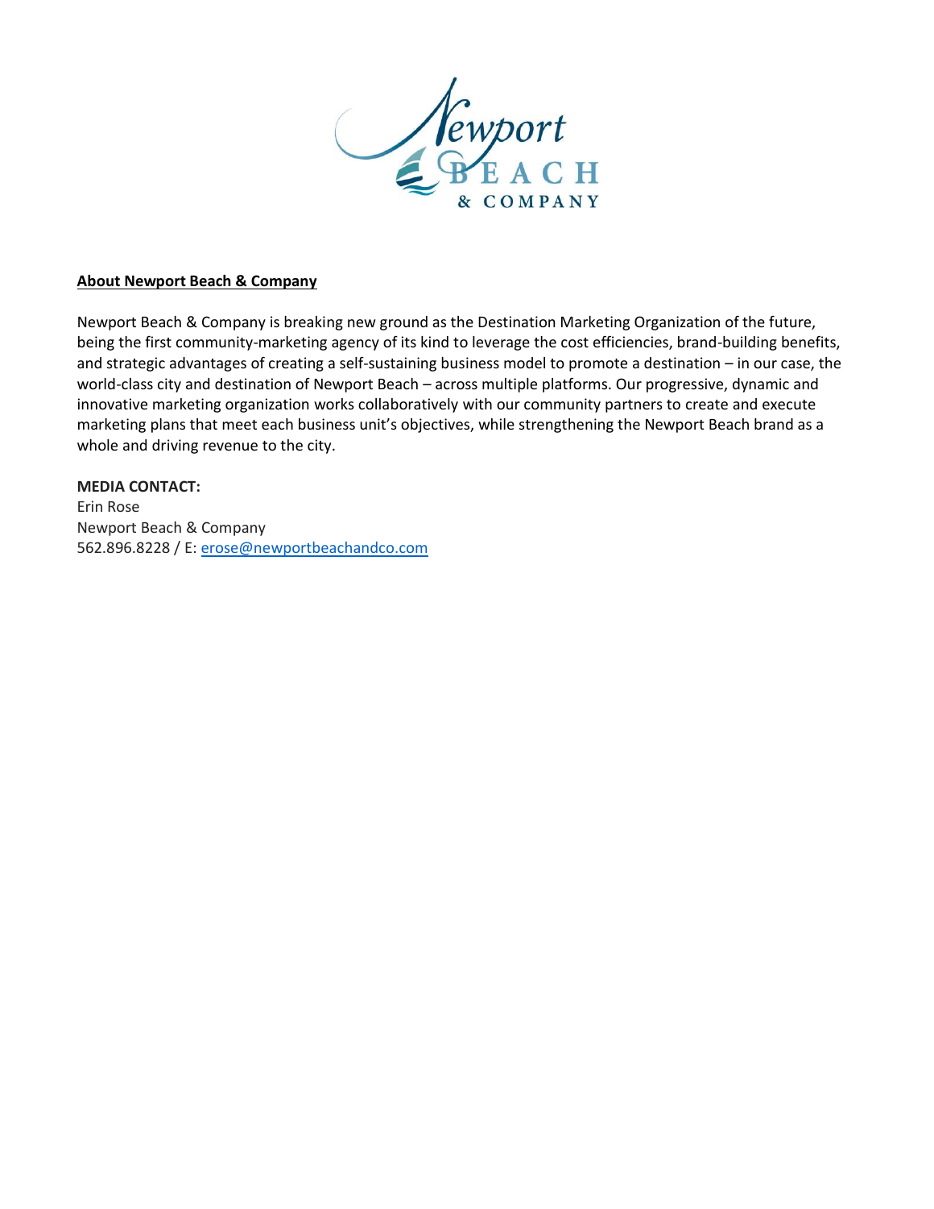**About Newport Beach & Company**

Newport Beach & Company is breaking new ground as the Destination Marketing Organization of the future, being the first community-marketing agency of its kind to leverage the cost efficiencies, brand-building benefits, and strategic advantages of creating a self-sustaining business model to promote a destination – in our case, the world-class city and destination of Newport Beach – across multiple platforms. Our progressive, dynamic and innovative marketing organization works collaboratively with our community partners to create and execute marketing plans that meet each business unit's objectives, while strengthening the Newport Beach brand as a whole and driving revenue to the city.

**MEDIA CONTACT:**
Erin Rose
Newport Beach & Company
562.896.8228 / E: erose@newportbeachandco.com